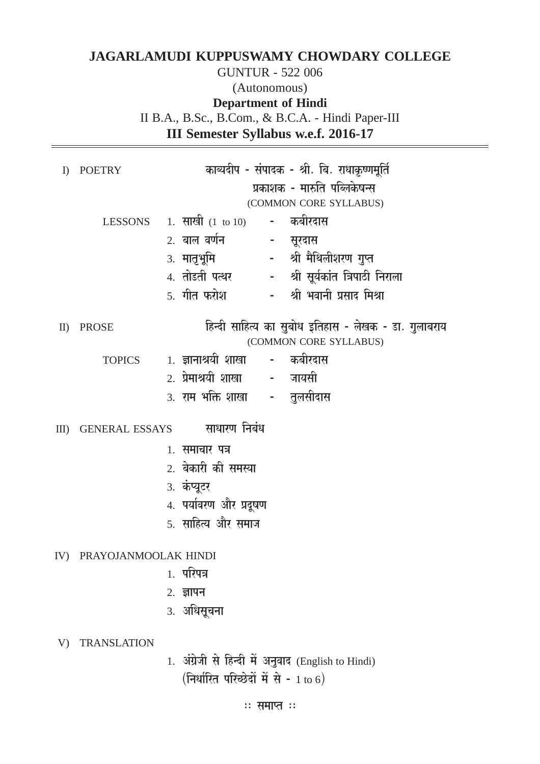# JAGARLAMUDI KUPPUSWAMY CHOWDARY COLLEGE

GUNTUR - 522 006

(Autonomous)

**Department of Hindi**

II B.A., B.Sc., B.Com., & B.C.A. - Hindi Paper-III

**III Semester Syllabus w.e.f. 2016-17**

---

## I) POETRY

काव्यदीप - संपादक - श्री. बि. राधाकृष्णमूर्ति

प्रकाशक - मारुति पब्लिकेषन्स

(COMMON CORE SYLLABUS)

LESSONS

1. साखी (1 to 10) - कबीरदास
2. बाल वर्णन - सूरदास
3. मातृभूमि - श्री मैथिलीशरण गुप्त
4. तोडती पत्थर - श्री सूर्यकांत त्रिपाठी निराला
5. गीत फरोश - श्री भवानी प्रसाद मिश्रा

## II) PROSE

हिन्दी साहित्य का सुबोध इतिहास - लेखक - डा. गुलाबराय

(COMMON CORE SYLLABUS)

TOPICS

1. ज्ञानाश्रयी शाखा - कबीरदास
2. प्रेमाश्रयी शाखा - जायसी
3. राम भक्ति शाखा - तुलसीदास

## III) GENERAL ESSAYS साधारण निबंध

1. समाचार पत्र
2. बेकारी की समस्या
3. कंप्यूटर
4. पर्यावरण और प्रदूषण
5. साहित्य और समाज

## IV) PRAYOJANMOOLAK HINDI

1. परिपत्र
2. ज्ञापन
3. अधिसूचना

## V) TRANSLATION

1. अंग्रेजी से हिन्दी में अनुवाद (English to Hindi)
   (निर्धारित परिच्छेदों में से - 1 to 6)

:: समाप्त ::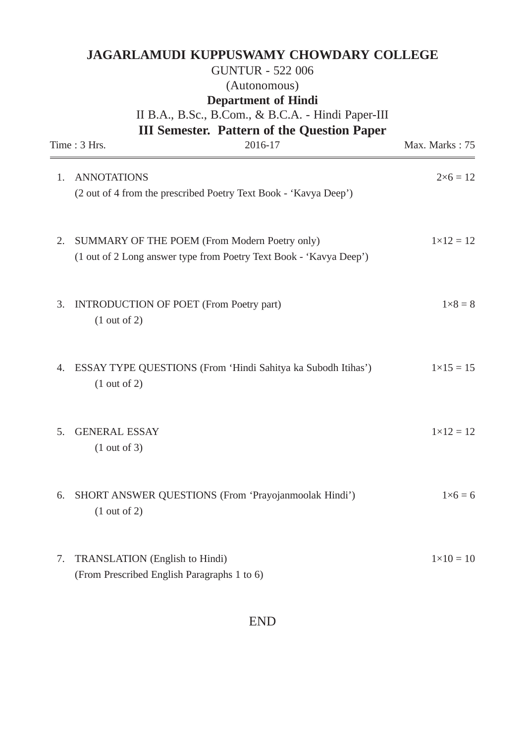# JAGARLAMUDI KUPPUSWAMY CHOWDARY COLLEGE

GUNTUR - 522 006

(Autonomous)

**Department of Hindi**

II B.A., B.Sc., B.Com., & B.C.A. - Hindi Paper-III

## III Semester. Pattern of the Question Paper

Time : 3 Hrs. 2016-17 Max. Marks : 75

---

1. ANNOTATIONS $2 \times 6 = 12$
   (2 out of 4 from the prescribed Poetry Text Book - 'Kavya Deep')

2. SUMMARY OF THE POEM (From Modern Poetry only) $1 \times 12 = 12$
   (1 out of 2 Long answer type from Poetry Text Book - 'Kavya Deep')

3. INTRODUCTION OF POET (From Poetry part) $1 \times 8 = 8$
   (1 out of 2)

4. ESSAY TYPE QUESTIONS (From 'Hindi Sahitya ka Subodh Itihas') $1 \times 15 = 15$
   (1 out of 2)

5. GENERAL ESSAY $1 \times 12 = 12$
   (1 out of 3)

6. SHORT ANSWER QUESTIONS (From 'Prayojanmoolak Hindi') $1 \times 6 = 6$
   (1 out of 2)

7. TRANSLATION (English to Hindi) $1 \times 10 = 10$
   (From Prescribed English Paragraphs 1 to 6)

END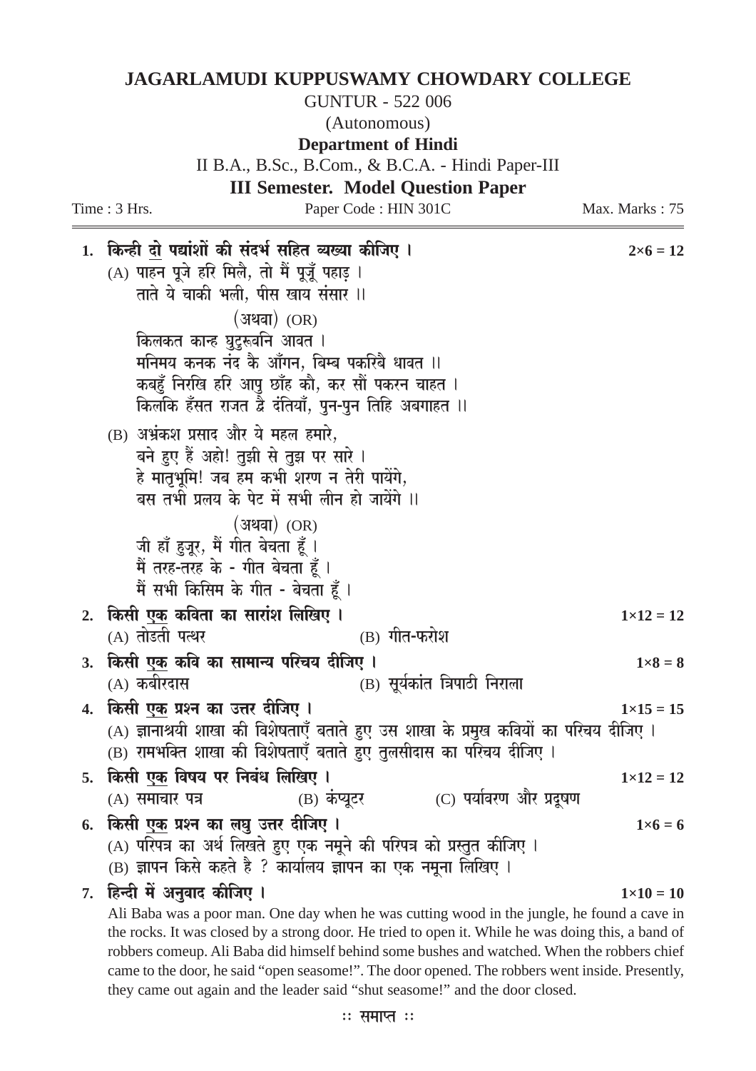# JAGARLAMUDI KUPPUSWAMY CHOWDARY COLLEGE

GUNTUR - 522 006

(Autonomous)

**Department of Hindi**

II B.A., B.Sc., B.Com., & B.C.A. - Hindi Paper-III

**III Semester. Model Question Paper**

Time : 3 Hrs. Paper Code : HIN 301C Max. Marks : 75

---

**1. किन्ही दो पद्यांशों की संदर्भ सहित व्यख्या कीजिए ।** **2×6 = 12**

(A) पाहन पूजे हरि मिलै, तो मैं पूजूँ पहाड़ ।
ताते ये चाकी भली, पीस खाय संसार ।।

(अथवा) (OR)

किलकत कान्ह घुटुरूवनि आवत ।
मनिमय कनक नंद कै आँगन, बिम्ब पकरिबै धावत ।।
कबहुँ निरखि हरि आपु छाँह कौ, कर सौं पकरन चाहत ।
किलकि हँसत राजत द्वै दंतियाँ, पुन-पुन तिहि अबगाहत ।।

(B) अभ्रंकश प्रसाद और ये महल हमारे,
बने हुए हैं अहो! तुझी से तुझ पर सारे ।
हे मातृभूमि! जब हम कभी शरण न तेरी पायेंगे,
बस तभी प्रलय के पेट में सभी लीन हो जायेंगे ।।

(अथवा) (OR)

जी हाँ हुजूर, मैं गीत बेचता हूँ ।
मैं तरह-तरह के - गीत बेचता हूँ ।
मैं सभी किसिम के गीत - बेचता हूँ ।

**2. किसी एक कविता का सारांश लिखिए ।** **1×12 = 12**

(A) तोडती पत्थर (B) गीत-फरोश

**3. किसी एक कवि का सामान्य परिचय दीजिए ।** **1×8 = 8**

(A) कबीरदास (B) सूर्यकांत त्रिपाठी निराला

**4. किसी एक प्रश्न का उत्तर दीजिए ।** **1×15 = 15**

(A) ज्ञानाश्रयी शाखा की विशेषताएँ बताते हुए उस शाखा के प्रमुख कवियों का परिचय दीजिए ।
(B) रामभक्ति शाखा की विशेषताएँ बताते हुए तुलसीदास का परिचय दीजिए ।

**5. किसी एक विषय पर निबंध लिखिए ।** **1×12 = 12**

(A) समाचार पत्र (B) कंप्यूटर (C) पर्यावरण और प्रदूषण

**6. किसी एक प्रश्न का लघु उत्तर दीजिए ।** **1×6 = 6**

(A) परिपत्र का अर्थ लिखते हुए एक नमूने की परिपत्र को प्रस्तुत कीजिए ।
(B) ज्ञापन किसे कहते है ? कार्यालय ज्ञापन का एक नमूना लिखिए ।

**7. हिन्दी में अनुवाद कीजिए ।** **1×10 = 10**

Ali Baba was a poor man. One day when he was cutting wood in the jungle, he found a cave in the rocks. It was closed by a strong door. He tried to open it. While he was doing this, a band of robbers comeup. Ali Baba did himself behind some bushes and watched. When the robbers chief came to the door, he said "open seasome!". The door opened. The robbers went inside. Presently, they came out again and the leader said "shut seasome!" and the door closed.

:: समाप्त ::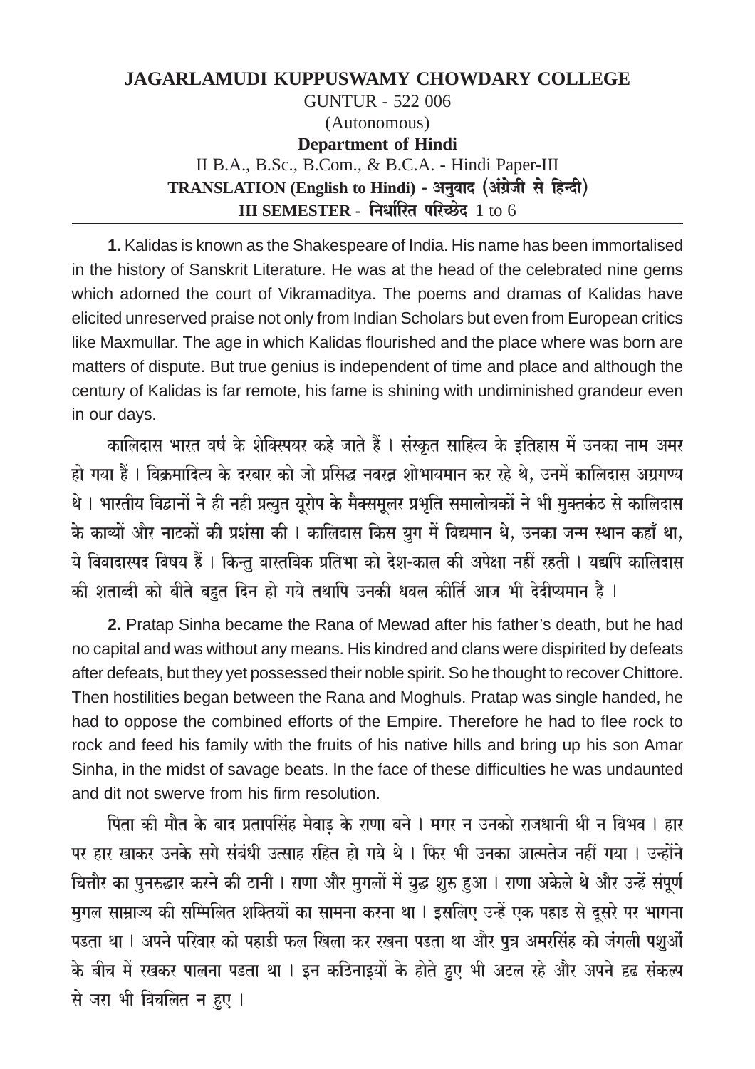**JAGARLAMUDI KUPPUSWAMY CHOWDARY COLLEGE**

GUNTUR - 522 006

(Autonomous)

**Department of Hindi**

II B.A., B.Sc., B.Com., & B.C.A. - Hindi Paper-III

**TRANSLATION (English to Hindi) - अनुवाद (अंग्रेजी से हिन्दी)**

**III SEMESTER - निर्धारित परिच्छेद** 1 to 6

---

**1.** Kalidas is known as the Shakespeare of India. His name has been immortalised in the history of Sanskrit Literature. He was at the head of the celebrated nine gems which adorned the court of Vikramaditya. The poems and dramas of Kalidas have elicited unreserved praise not only from Indian Scholars but even from European critics like Maxmullar. The age in which Kalidas flourished and the place where was born are matters of dispute. But true genius is independent of time and place and although the century of Kalidas is far remote, his fame is shining with undiminished grandeur even in our days.

कालिदास भारत वर्ष के शेक्स्पियर कहे जाते हैं । संस्कृत साहित्य के इतिहास में उनका नाम अमर हो गया हैं । विक्रमादित्य के दरबार को जो प्रसिद्ध नवरत्न शोभायमान कर रहे थे, उनमें कालिदास अग्रगण्य थे । भारतीय विद्वानों ने ही नही प्रत्युत यूरोप के मैक्समूलर प्रभृति समालोचकों ने भी मुक्तकंठ से कालिदास के काव्यों और नाटकों की प्रशंसा की । कालिदास किस युग में विद्यमान थे, उनका जन्म स्थान कहाँ था, ये विवादास्पद विषय हैं । किन्तु वास्तविक प्रतिभा को देश-काल की अपेक्षा नहीं रहती । यद्यपि कालिदास की शताब्दी को बीते बहुत दिन हो गये तथापि उनकी धवल कीर्ति आज भी देदीप्यमान है ।

**2.** Pratap Sinha became the Rana of Mewad after his father's death, but he had no capital and was without any means. His kindred and clans were dispirited by defeats after defeats, but they yet possessed their noble spirit. So he thought to recover Chittore. Then hostilities began between the Rana and Moghuls. Pratap was single handed, he had to oppose the combined efforts of the Empire. Therefore he had to flee rock to rock and feed his family with the fruits of his native hills and bring up his son Amar Sinha, in the midst of savage beats. In the face of these difficulties he was undaunted and dit not swerve from his firm resolution.

पिता की मौत के बाद प्रतापसिंह मेवाड़ के राणा बने । मगर न उनको राजधानी थी न विभव । हार पर हार खाकर उनके सगे संबंधी उत्साह रहित हो गये थे । फिर भी उनका आत्मतेज नहीं गया । उन्होंने चित्तौर का पुनरुद्धार करने की ठानी । राणा और मुगलों में युद्ध शुरु हुआ । राणा अकेले थे और उन्हें संपूर्ण मुगल साम्राज्य की सम्मिलित शक्तियों का सामना करना था । इसलिए उन्हें एक पहाड से दूसरे पर भागना पडता था । अपने परिवार को पहाडी फल खिला कर रखना पडता था और पुत्र अमरसिंह को जंगली पशुओं के बीच में रखकर पालना पडता था । इन कठिनाइयों के होते हुए भी अटल रहे और अपने दृढ संकल्प से जरा भी विचलित न हुए ।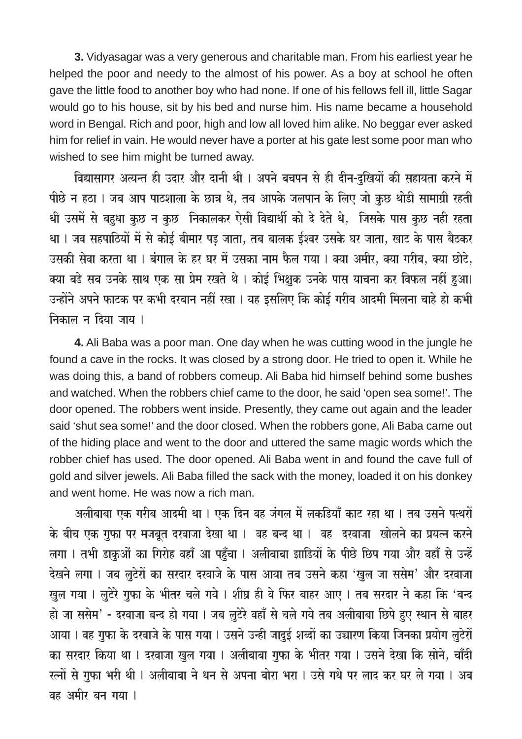**3.** Vidyasagar was a very generous and charitable man. From his earliest year he helped the poor and needy to the almost of his power. As a boy at school he often gave the little food to another boy who had none. If one of his fellows fell ill, little Sagar would go to his house, sit by his bed and nurse him. His name became a household word in Bengal. Rich and poor, high and low all loved him alike. No beggar ever asked him for relief in vain. He would never have a porter at his gate lest some poor man who wished to see him might be turned away.

विद्यासागर अत्यन्त ही उदार और दानी थी । अपने बचपन से ही दीन-दुखियों की सहायता करने में पीछे न हटा । जब आप पाठशाला के छात्र थे, तब आपके जलपान के लिए जो कुछ थोडी सामाग्री रहती थी उसमें से बहुधा कुछ न कुछ निकालकर ऐसी विद्यार्थी को दे देते थे, जिसके पास कुछ नही रहता था । जव सहपाठियों में से कोई बीमार पड़ जाता, तब बालक ईश्वर उसके घर जाता, खाट के पास बैठकर उसकी सेवा करता था । बंगाल के हर घर में उसका नाम फैल गया । क्या अमीर, क्या गरीब, क्या छोटे, क्या बडे सब उनके साथ एक सा प्रेम रखते थे । कोई भिक्षुक उनके पास याचना कर विफल नहीं हुआ। उन्होंने अपने फाटक पर कभी दरबान नहीं रखा । यह इसलिए कि कोई गरीब आदमी मिलना चाहे हो कभी निकाल न दिया जाय ।

**4.** Ali Baba was a poor man. One day when he was cutting wood in the jungle he found a cave in the rocks. It was closed by a strong door. He tried to open it. While he was doing this, a band of robbers comeup. Ali Baba hid himself behind some bushes and watched. When the robbers chief came to the door, he said 'open sea some!'. The door opened. The robbers went inside. Presently, they came out again and the leader said 'shut sea some!' and the door closed. When the robbers gone, Ali Baba came out of the hiding place and went to the door and uttered the same magic words which the robber chief has used. The door opened. Ali Baba went in and found the cave full of gold and silver jewels. Ali Baba filled the sack with the money, loaded it on his donkey and went home. He was now a rich man.

अलीबाबा एक गरीब आदमी था । एक दिन वह जंगल में लकडियाँ काट रहा था । तब उसने पत्थरों के बीच एक गुफा पर मजबूत दरवाजा देखा था । वह बन्द था । वह दरवाजा खोलने का प्रयत्न करने लगा । तभी डाकुओं का गिरोह वहाँ आ पहुँचा । अलीबाबा झाडियों के पीछे छिप गया और वहाँ से उन्हें देखने लगा । जब लुटेरों का सरदार दरवाजे के पास आया तब उसने कहा 'खुल जा ससेम' और दरवाजा खुल गया । लुटेरे गुफा के भीतर चले गये । शीघ्र ही वे फिर बाहर आए । तब सरदार ने कहा कि 'बन्द हो जा ससेम' - दरवाजा बन्द हो गया । जब लुटेरे वहाँ से चले गये तब अलीबाबा छिपे हुए स्थान से बाहर आया । वह गुफा के दरवाजे के पास गया । उसने उन्ही जादुई शब्दों का उच्चारण किया जिनका प्रयोग लुटेरों का सरदार किया था । दरवाजा खुल गया । अलीबाबा गुफा के भीतर गया । उसने देखा कि सोने, चाँदी रत्नों से गुफा भरी थी । अलीबाबा ने धन से अपना बोरा भरा । उसे गधे पर लाद कर घर ले गया । अब वह अमीर बन गया ।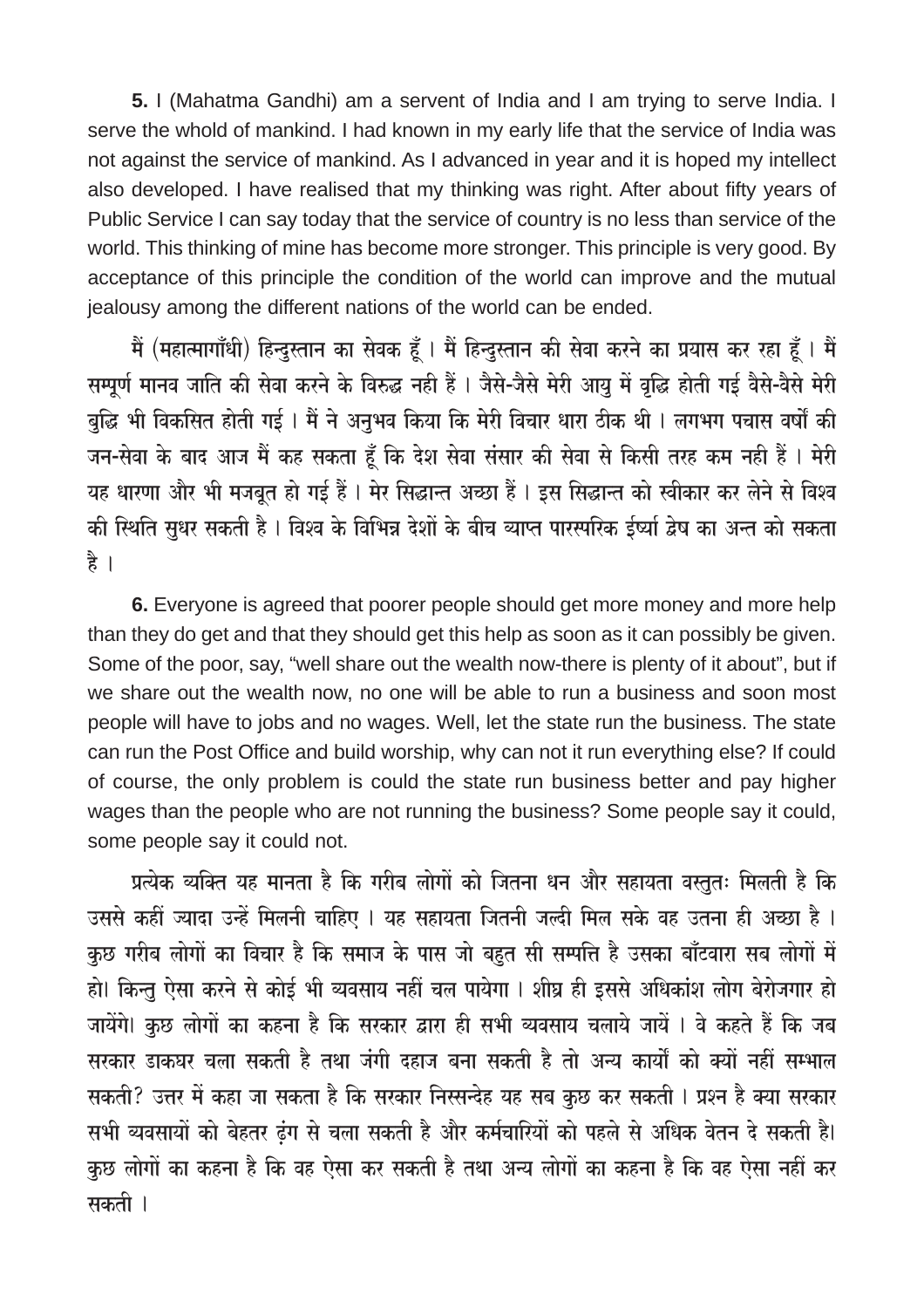**5.** I (Mahatma Gandhi) am a servent of India and I am trying to serve India. I serve the whold of mankind. I had known in my early life that the service of India was not against the service of mankind. As I advanced in year and it is hoped my intellect also developed. I have realised that my thinking was right. After about fifty years of Public Service I can say today that the service of country is no less than service of the world. This thinking of mine has become more stronger. This principle is very good. By acceptance of this principle the condition of the world can improve and the mutual jealousy among the different nations of the world can be ended.

मैं (महात्मागाँधी) हिन्दुस्तान का सेवक हूँ। मैं हिन्दुस्तान की सेवा करने का प्रयास कर रहा हूँ। मैं सम्पूर्ण मानव जाति की सेवा करने के विरुद्ध नही हैं। जैसे-जैसे मेरी आयु में वृद्धि होती गई वैसे-वैसे मेरी बुद्धि भी विकसित होती गई। मैं ने अनुभव किया कि मेरी विचार धारा ठीक थी। लगभग पचास वर्षों की जन-सेवा के बाद आज मैं कह सकता हूँ कि देश सेवा संसार की सेवा से किसी तरह कम नही हैं। मेरी यह धारणा और भी मजबूत हो गई हैं। मेर सिद्धान्त अच्छा हैं। इस सिद्धान्त को स्वीकार कर लेने से विश्व की स्थिति सुधर सकती है। विश्व के विभिन्न देशों के बीच व्याप्त पारस्परिक ईर्ष्या द्वेष का अन्त को सकता है।

**6.** Everyone is agreed that poorer people should get more money and more help than they do get and that they should get this help as soon as it can possibly be given. Some of the poor, say, "well share out the wealth now-there is plenty of it about", but if we share out the wealth now, no one will be able to run a business and soon most people will have to jobs and no wages. Well, let the state run the business. The state can run the Post Office and build worship, why can not it run everything else? If could of course, the only problem is could the state run business better and pay higher wages than the people who are not running the business? Some people say it could, some people say it could not.

प्रत्येक व्यक्ति यह मानता है कि गरीब लोगों को जितना धन और सहायता वस्तुतः मिलती है कि उससे कहीं ज्यादा उन्हें मिलनी चाहिए। यह सहायता जितनी जल्दी मिल सके वह उतना ही अच्छा है। कुछ गरीब लोगों का विचार है कि समाज के पास जो बहुत सी सम्पत्ति है उसका बाँटवारा सब लोगों में हो। किन्तु ऐसा करने से कोई भी व्यवसाय नहीं चल पायेगा। शीघ्र ही इससे अधिकांश लोग बेरोजगार हो जायेंगे। कुछ लोगों का कहना है कि सरकार द्वारा ही सभी व्यवसाय चलाये जायें। वे कहते हैं कि जब सरकार डाकघर चला सकती है तथा जंगी दहाज बना सकती है तो अन्य कार्यों को क्यों नहीं सम्भाल सकती? उत्तर में कहा जा सकता है कि सरकार निस्सन्देह यह सब कुछ कर सकती। प्रश्न है क्या सरकार सभी व्यवसायों को बेहतर ढ़ंग से चला सकती है और कर्मचारियों को पहले से अधिक वेतन दे सकती है। कुछ लोगों का कहना है कि वह ऐसा कर सकती है तथा अन्य लोगों का कहना है कि वह ऐसा नहीं कर सकती।